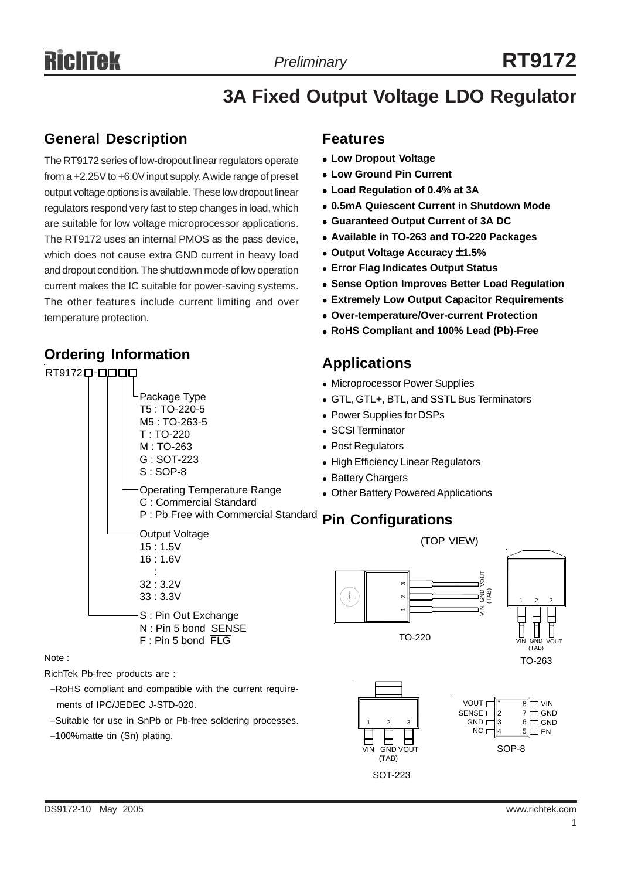# RT9172

*Preliminary*

## 3A Fixed Output Voltage LDO Regulator

### General Description

The RT9172 series of low-dropout linear regulators operate from a +2.25V to +6.0V input supply. A wide range of preset output voltage options is available. These low dropout linear regulators respond very fast to step changes in load, which are suitable for low voltage microprocessor applications. The RT9172 uses an internal PMOS as the pass device, which does not cause extra GND current in heavy load and dropout condition. The shutdown mode of low operation current makes the IC suitable for power-saving systems. The other features include current limiting and over temperature protection.

### Ordering Information

RT9172□-□□□□

- Package Type
  - T5 : TO-220-5
  - M5 : TO-263-5
  - T : TO-220
  - M : TO-263
  - G : SOT-223
  - S : SOP-8
- Operating Temperature Range
  - C : Commercial Standard
  - P : Pb Free with Commercial Standard
- Output Voltage
  - 15 : 1.5V
  - 16 : 1.6V
  - :
  - 32 : 3.2V
  - 33 : 3.3V
- S : Pin Out Exchange
  - N : Pin 5 bond SENSE
  - F : Pin 5 bond $\overline{FLG}$

Note :

RichTek Pb-free products are :

- −RoHS compliant and compatible with the current requirements of IPC/JEDEC J-STD-020.
- −Suitable for use in SnPb or Pb-free soldering processes.
- −100%matte tin (Sn) plating.

### Features

- **Low Dropout Voltage**
- **Low Ground Pin Current**
- **Load Regulation of 0.4% at 3A**
- **0.5mA Quiescent Current in Shutdown Mode**
- **Guaranteed Output Current of 3A DC**
- **Available in TO-263 and TO-220 Packages**
- **Output Voltage Accuracy ±1.5%**
- **Error Flag Indicates Output Status**
- **Sense Option Improves Better Load Regulation**
- **Extremely Low Output Capacitor Requirements**
- **Over-temperature/Over-current Protection**
- **RoHS Compliant and 100% Lead (Pb)-Free**

### Applications

- Microprocessor Power Supplies
- GTL, GTL+, BTL, and SSTL Bus Terminators
- Power Supplies for DSPs
- SCSI Terminator
- Post Regulators
- High Efficiency Linear Regulators
- Battery Chargers
- Other Battery Powered Applications

### Pin Configurations

(TOP VIEW)

TO-220: 1 VIN, 2 GND (TAB), 3 VOUT

TO-263: 1 VIN, 2 GND (TAB), 3 VOUT

SOT-223: 1 VIN, 2 GND (TAB), 3 VOUT

SOP-8:

| Pin | Name | Pin | Name |
|---|---|---|---|
| 1 | VOUT | 8 | VIN |
| 2 | SENSE | 7 | GND |
| 3 | GND | 6 | GND |
| 4 | NC | 5 | EN |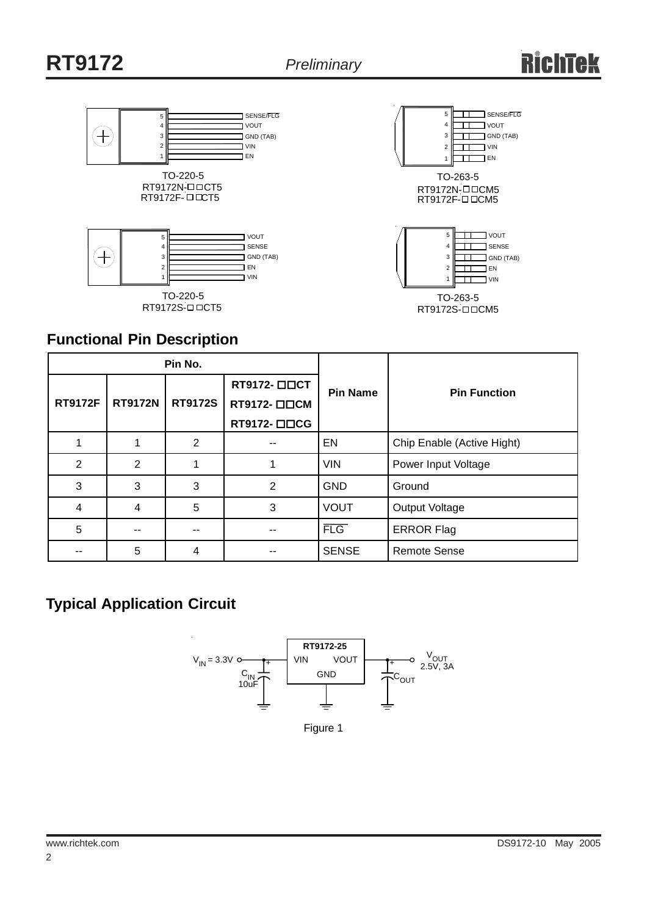TO-220-5
RT9172N-□□CT5
RT9172F-□□CT5

| Pin | Name |
|---|---|
| 5 | SENSE/$\overline{FLG}$ |
| 4 | VOUT |
| 3 | GND (TAB) |
| 2 | VIN |
| 1 | EN |

TO-263-5
RT9172N-□□CM5
RT9172F-□□CM5

| Pin | Name |
|---|---|
| 5 | SENSE/$\overline{FLG}$ |
| 4 | VOUT |
| 3 | GND (TAB) |
| 2 | VIN |
| 1 | EN |

TO-220-5
RT9172S-□□CT5

| Pin | Name |
|---|---|
| 5 | VOUT |
| 4 | SENSE |
| 3 | GND (TAB) |
| 2 | EN |
| 1 | VIN |

TO-263-5
RT9172S-□□CM5

| Pin | Name |
|---|---|
| 5 | VOUT |
| 4 | SENSE |
| 3 | GND (TAB) |
| 2 | EN |
| 1 | VIN |

## Functional Pin Description

| Pin No. | | | | Pin Name | Pin Function |
|---|---|---|---|---|---|
| **RT9172F** | **RT9172N** | **RT9172S** | **RT9172- □□CT RT9172- □□CM RT9172- □□CG** | | |
| 1 | 1 | 2 | -- | EN | Chip Enable (Active Hight) |
| 2 | 2 | 1 | 1 | VIN | Power Input Voltage |
| 3 | 3 | 3 | 2 | GND | Ground |
| 4 | 4 | 5 | 3 | VOUT | Output Voltage |
| 5 | -- | -- | -- | $\overline{FLG}$ | ERROR Flag |
| -- | 5 | 4 | -- | SENSE | Remote Sense |

## Typical Application Circuit

RT9172-25: $V_{IN}$ = 3.3V → VIN; VOUT → $V_{OUT}$ 2.5V, 3A; GND; $C_{IN}$ 10uF; $C_{OUT}$

Figure 1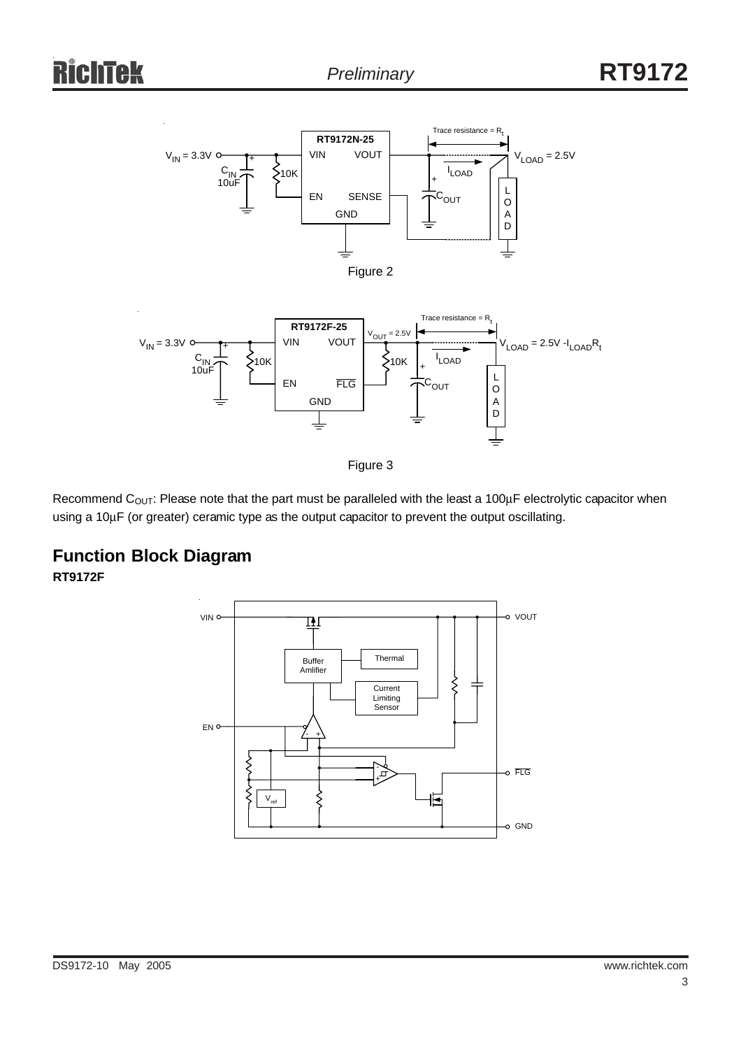Figure 2

Figure 3

Recommend $C_{OUT}$: Please note that the part must be paralleled with the least a 100μF electrolytic capacitor when using a 10μF (or greater) ceramic type as the output capacitor to prevent the output oscillating.

## Function Block Diagram

**RT9172F**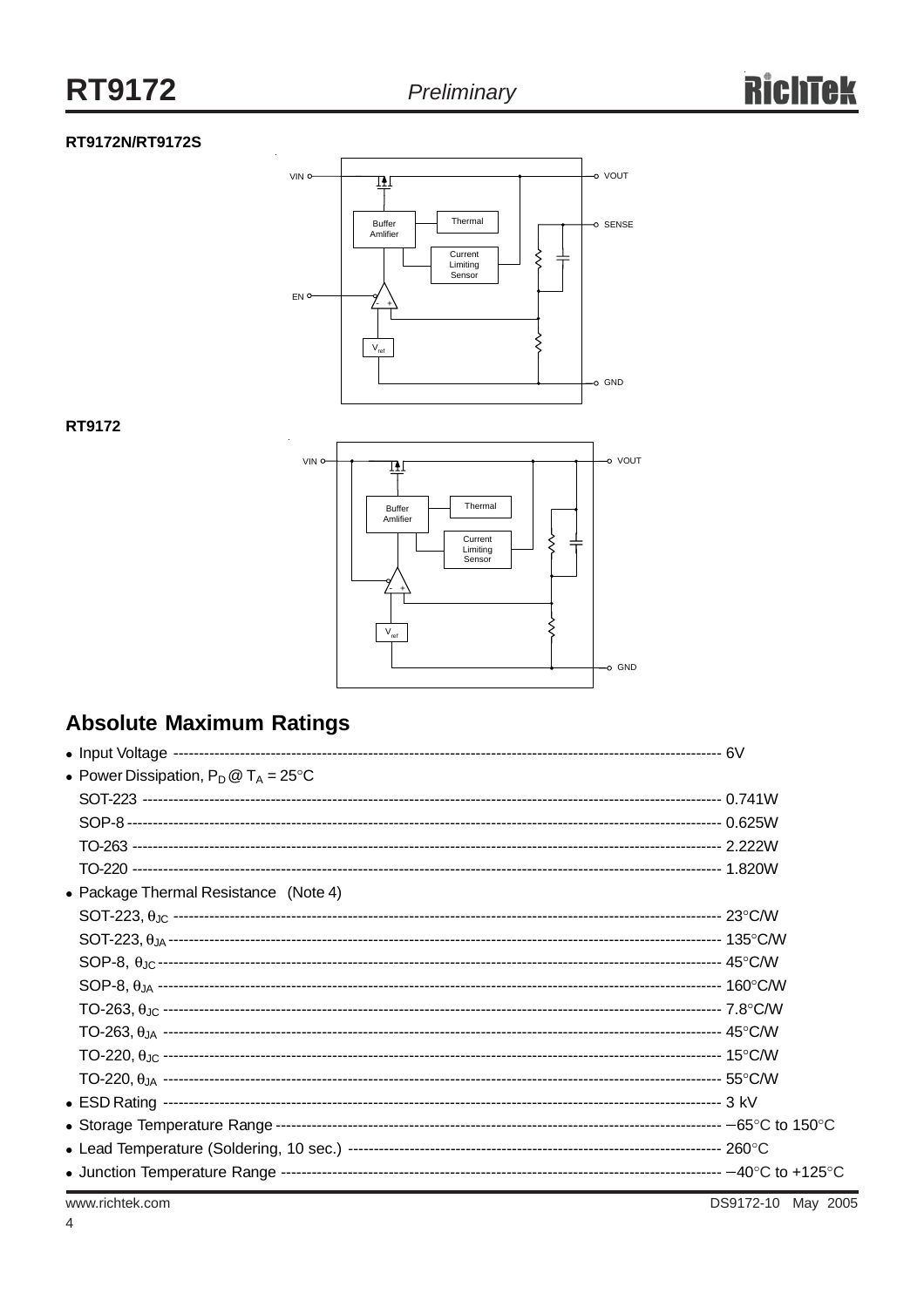**RT9172N/RT9172S**

VIN, VOUT, SENSE, EN, GND, Buffer Amlifier, Thermal, Current Limiting Sensor, $V_{ref}$

**RT9172**

VIN, VOUT, GND, Buffer Amlifier, Thermal, Current Limiting Sensor, $V_{ref}$

## Absolute Maximum Ratings

- Input Voltage ---------- 6V
- Power Dissipation, $P_D$ @ $T_A$ = 25°C
  - SOT-223 ---------- 0.741W
  - SOP-8 ---------- 0.625W
  - TO-263 ---------- 2.222W
  - TO-220 ---------- 1.820W
- Package Thermal Resistance (Note 4)
  - SOT-223, $\theta_{JC}$ ---------- 23°C/W
  - SOT-223, $\theta_{JA}$ ---------- 135°C/W
  - SOP-8, $\theta_{JC}$ ---------- 45°C/W
  - SOP-8, $\theta_{JA}$ ---------- 160°C/W
  - TO-263, $\theta_{JC}$ ---------- 7.8°C/W
  - TO-263, $\theta_{JA}$ ---------- 45°C/W
  - TO-220, $\theta_{JC}$ ---------- 15°C/W
  - TO-220, $\theta_{JA}$ ---------- 55°C/W
- ESD Rating ---------- 3 kV
- Storage Temperature Range ---------- −65°C to 150°C
- Lead Temperature (Soldering, 10 sec.) ---------- 260°C
- Junction Temperature Range ---------- −40°C to +125°C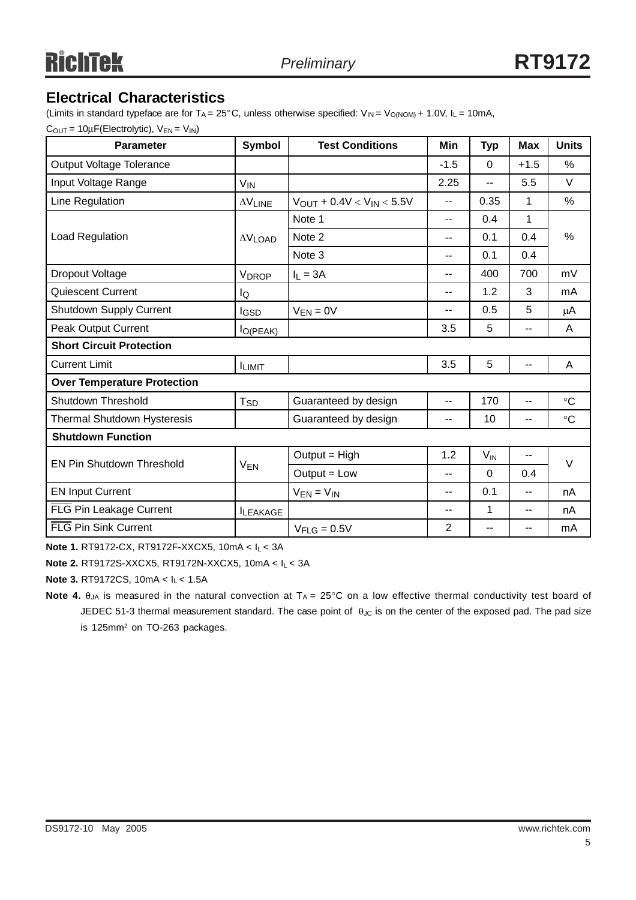## Electrical Characteristics

(Limits in standard typeface are for $T_A$ = 25°C, unless otherwise specified: $V_{IN} = V_{O(NOM)}$ + 1.0V, $I_L$ = 10mA, $C_{OUT}$ = 10μF(Electrolytic), $V_{EN} = V_{IN}$)

| Parameter | Symbol | Test Conditions | Min | Typ | Max | Units |
|---|---|---|---|---|---|---|
| Output Voltage Tolerance | | | -1.5 | 0 | +1.5 | % |
| Input Voltage Range | $V_{IN}$ | | 2.25 | -- | 5.5 | V |
| Line Regulation | $\Delta V_{LINE}$ | $V_{OUT} + 0.4V < V_{IN} < 5.5V$ | -- | 0.35 | 1 | % |
| Load Regulation | $\Delta V_{LOAD}$ | Note 1 | -- | 0.4 | 1 | % |
| | | Note 2 | -- | 0.1 | 0.4 | |
| | | Note 3 | -- | 0.1 | 0.4 | |
| Dropout Voltage | $V_{DROP}$ | $I_L$ = 3A | -- | 400 | 700 | mV |
| Quiescent Current | $I_Q$ | | -- | 1.2 | 3 | mA |
| Shutdown Supply Current | $I_{GSD}$ | $V_{EN}$ = 0V | -- | 0.5 | 5 | μA |
| Peak Output Current | $I_{O(PEAK)}$ | | 3.5 | 5 | -- | A |
| **Short Circuit Protection** | | | | | | |
| Current Limit | $I_{LIMIT}$ | | 3.5 | 5 | -- | A |
| **Over Temperature Protection** | | | | | | |
| Shutdown Threshold | $T_{SD}$ | Guaranteed by design | -- | 170 | -- | °C |
| Thermal Shutdown Hysteresis | | Guaranteed by design | -- | 10 | -- | °C |
| **Shutdown Function** | | | | | | |
| EN Pin Shutdown Threshold | $V_{EN}$ | Output = High | 1.2 | $V_{IN}$ | -- | V |
| | | Output = Low | -- | 0 | 0.4 | |
| EN Input Current | | $V_{EN} = V_{IN}$ | -- | 0.1 | -- | nA |
| $\overline{FLG}$ Pin Leakage Current | $I_{LEAKAGE}$ | | -- | 1 | -- | nA |
| $\overline{FLG}$ Pin Sink Current | | $V_{FLG}$ = 0.5V | 2 | -- | -- | mA |

**Note 1.** RT9172-CX, RT9172F-XXCX5, 10mA < $I_L$ < 3A

**Note 2.** RT9172S-XXCX5, RT9172N-XXCX5, 10mA < $I_L$ < 3A

**Note 3.** RT9172CS, 10mA < $I_L$ < 1.5A

**Note 4.** $\theta_{JA}$ is measured in the natural convection at $T_A$ = 25°C on a low effective thermal conductivity test board of JEDEC 51-3 thermal measurement standard. The case point of $\theta_{JC}$ is on the center of the exposed pad. The pad size is 125mm$^2$ on TO-263 packages.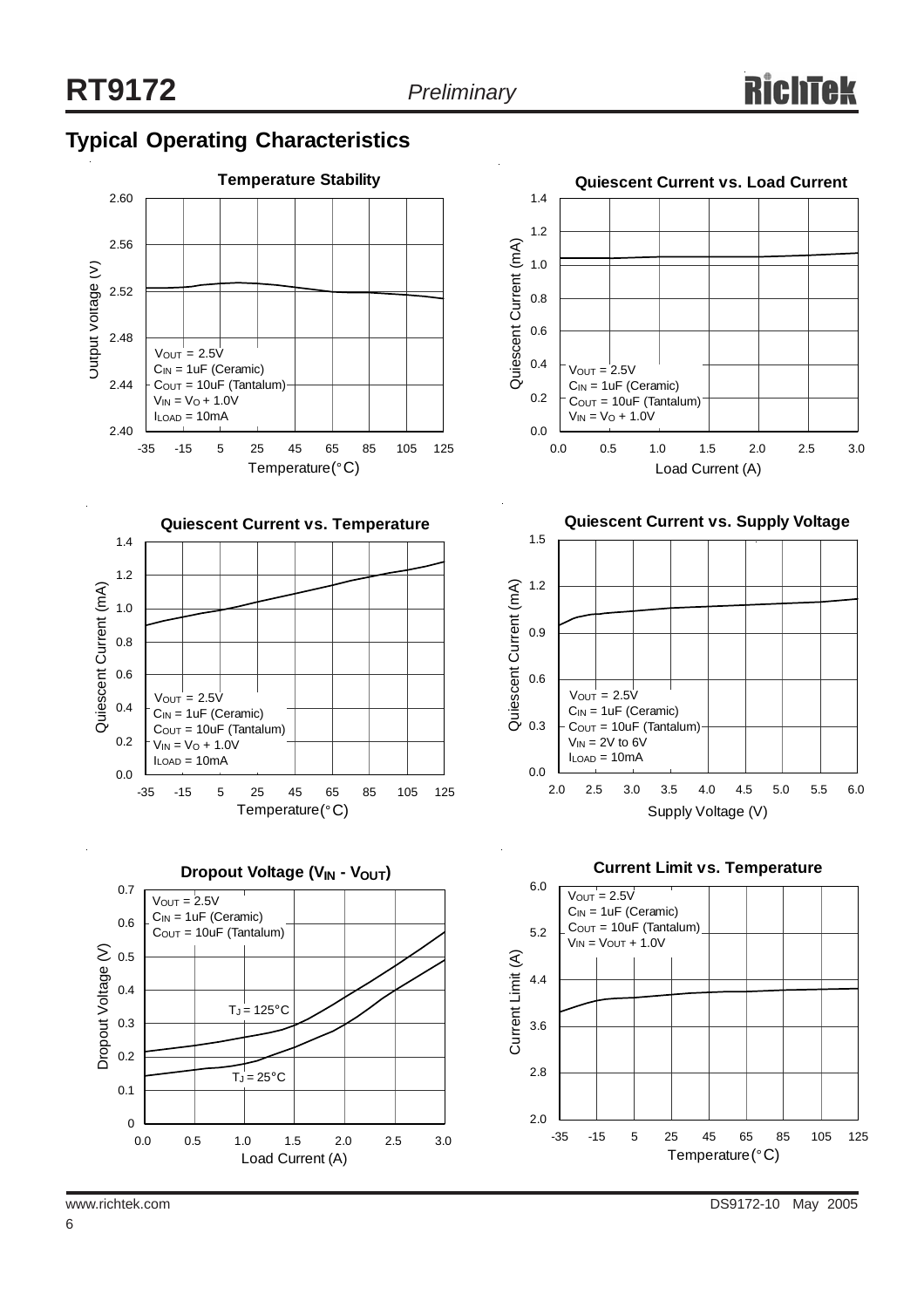## Typical Operating Characteristics

**Temperature Stability**

Output Voltage (V) vs. Temperature (°C)

$V_{OUT}$ = 2.5V
$C_{IN}$ = 1uF (Ceramic)
$C_{OUT}$ = 10uF (Tantalum)
$V_{IN}$ = $V_O$ + 1.0V
$I_{LOAD}$ = 10mA

**Quiescent Current vs. Load Current**

Quiescent Current (mA) vs. Load Current (A)

$V_{OUT}$ = 2.5V
$C_{IN}$ = 1uF (Ceramic)
$C_{OUT}$ = 10uF (Tantalum)
$V_{IN}$ = $V_O$ + 1.0V

**Quiescent Current vs. Temperature**

Quiescent Current (mA) vs. Temperature (°C)

$V_{OUT}$ = 2.5V
$C_{IN}$ = 1uF (Ceramic)
$C_{OUT}$ = 10uF (Tantalum)
$V_{IN}$ = $V_O$ + 1.0V
$I_{LOAD}$ = 10mA

**Quiescent Current vs. Supply Voltage**

Quiescent Current (mA) vs. Supply Voltage (V)

$V_{OUT}$ = 2.5V
$C_{IN}$ = 1uF (Ceramic)
$C_{OUT}$ = 10uF (Tantalum)
$V_{IN}$ = 2V to 6V
$I_{LOAD}$ = 10mA

**Dropout Voltage ($V_{IN}$ - $V_{OUT}$)**

Dropout Voltage (V) vs. Load Current (A)

$V_{OUT}$ = 2.5V
$C_{IN}$ = 1uF (Ceramic)
$C_{OUT}$ = 10uF (Tantalum)

$T_J$ = 125°C
$T_J$ = 25°C

**Current Limit vs. Temperature**

Current Limit (A) vs. Temperature (°C)

$V_{OUT}$ = 2.5V
$C_{IN}$ = 1uF (Ceramic)
$C_{OUT}$ = 10uF (Tantalum)
$V_{IN}$ = $V_{OUT}$ + 1.0V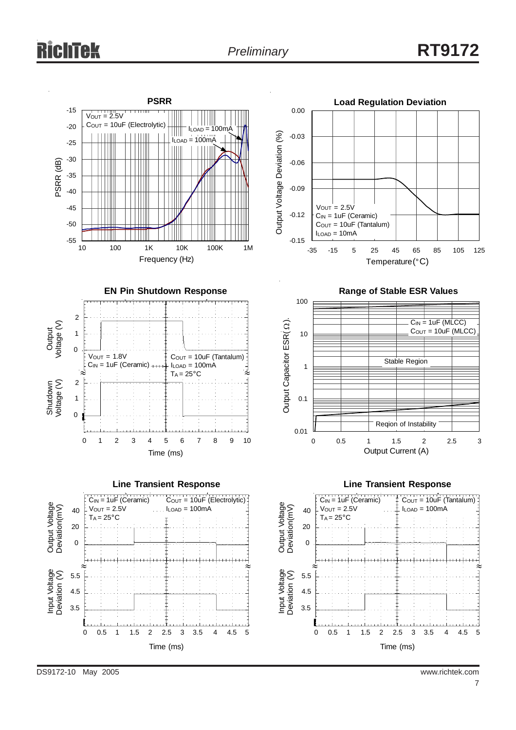**PSRR**

$V_{OUT}$ = 2.5V
$C_{OUT}$ = 10uF (Electrolytic)
$I_{LOAD}$ = 100mA
$I_{LOAD}$ = 100mA

PSRR (dB) vs. Frequency (Hz)

**Load Regulation Deviation**

$V_{OUT}$ = 2.5V
$C_{IN}$ = 1uF (Ceramic)
$C_{OUT}$ = 10uF (Tantalum)
$I_{LOAD}$ = 10mA

Output Voltage Deviation (%) vs. Temperature (°C)

**EN Pin Shutdown Response**

$V_{OUT}$ = 1.8V
$C_{IN}$ = 1uF (Ceramic)
$C_{OUT}$ = 10uF (Tantalum)
$I_{LOAD}$ = 100mA
$T_A$ = 25°C

Output Voltage (V), Shutdown Voltage (V) vs. Time (ms)

**Range of Stable ESR Values**

$C_{IN}$ = 1uF (MLCC)
$C_{OUT}$ = 10uF (MLCC)
Stable Region
Region of Instability

Output Capacitor ESR (Ω) vs. Output Current (A)

**Line Transient Response**

$C_{IN}$ = 1uF (Ceramic)
$V_{OUT}$ = 2.5V
$T_A$ = 25°C
$C_{OUT}$ = 10uF (Electrolytic)
$I_{LOAD}$ = 100mA

Output Voltage Deviation (mV), Input Voltage Deviation (V) vs. Time (ms)

**Line Transient Response**

$C_{IN}$ = 1uF (Ceramic)
$V_{OUT}$ = 2.5V
$T_A$ = 25°C
$C_{OUT}$ = 10uF (Tantalum)
$I_{LOAD}$ = 100mA

Output Voltage Deviation (mV), Input Voltage Deviation (V) vs. Time (ms)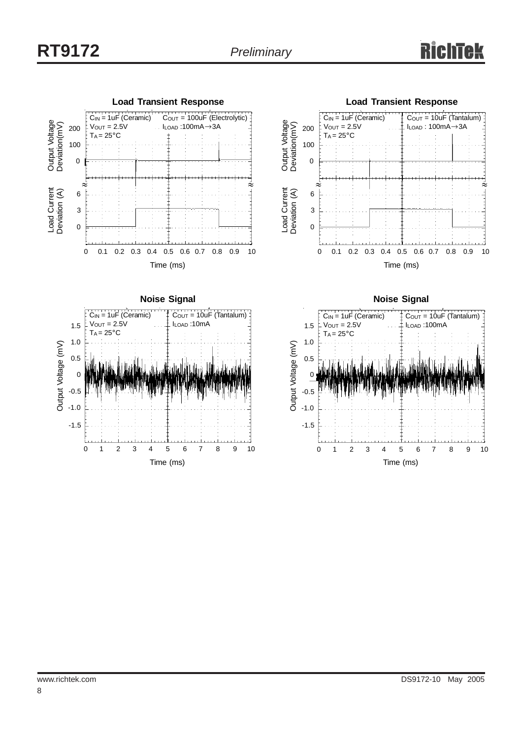### Load Transient Response

$C_{IN}$ = 1uF (Ceramic) $C_{OUT}$ = 100uF (Electrolytic)
$V_{OUT}$ = 2.5V $I_{LOAD}$ :100mA→3A
$T_A$ = 25°C

Output Voltage Deviation(mV): 200, 100, 0

Load Current Deviation (A): 6, 3, 0

Time (ms): 0, 0.1, 0.2, 0.3, 0.4, 0.5, 0.6, 0.7, 0.8, 0.9, 10

### Load Transient Response

$C_{IN}$ = 1uF (Ceramic) $C_{OUT}$ = 10uF (Tantalum)
$V_{OUT}$ = 2.5V $I_{LOAD}$ : 100mA→3A
$T_A$ = 25°C

Output Voltage Deviation(mV): 200, 100, 0

Load Current Deviation (A): 6, 3, 0

Time (ms): 0, 0.1, 0.2, 0.3, 0.4, 0.5, 0.6, 0.7, 0.8, 0.9, 10

### Noise Signal

$C_{IN}$ = 1uF (Ceramic) $C_{OUT}$ = 10uF (Tantalum)
$V_{OUT}$ = 2.5V $I_{LOAD}$ :10mA
$T_A$ = 25°C

Output Voltage (mV): 1.5, 1.0, 0.5, 0, -0.5, -1.0, -1.5

Time (ms): 0, 1, 2, 3, 4, 5, 6, 7, 8, 9, 10

### Noise Signal

$C_{IN}$ = 1uF (Ceramic) $C_{OUT}$ = 10uF (Tantalum)
$V_{OUT}$ = 2.5V $I_{LOAD}$ :100mA
$T_A$ = 25°C

Output Voltage (mV): 1.5, 1.0, 0.5, 0, -0.5, -1.0, -1.5

Time (ms): 0, 1, 2, 3, 4, 5, 6, 7, 8, 9, 10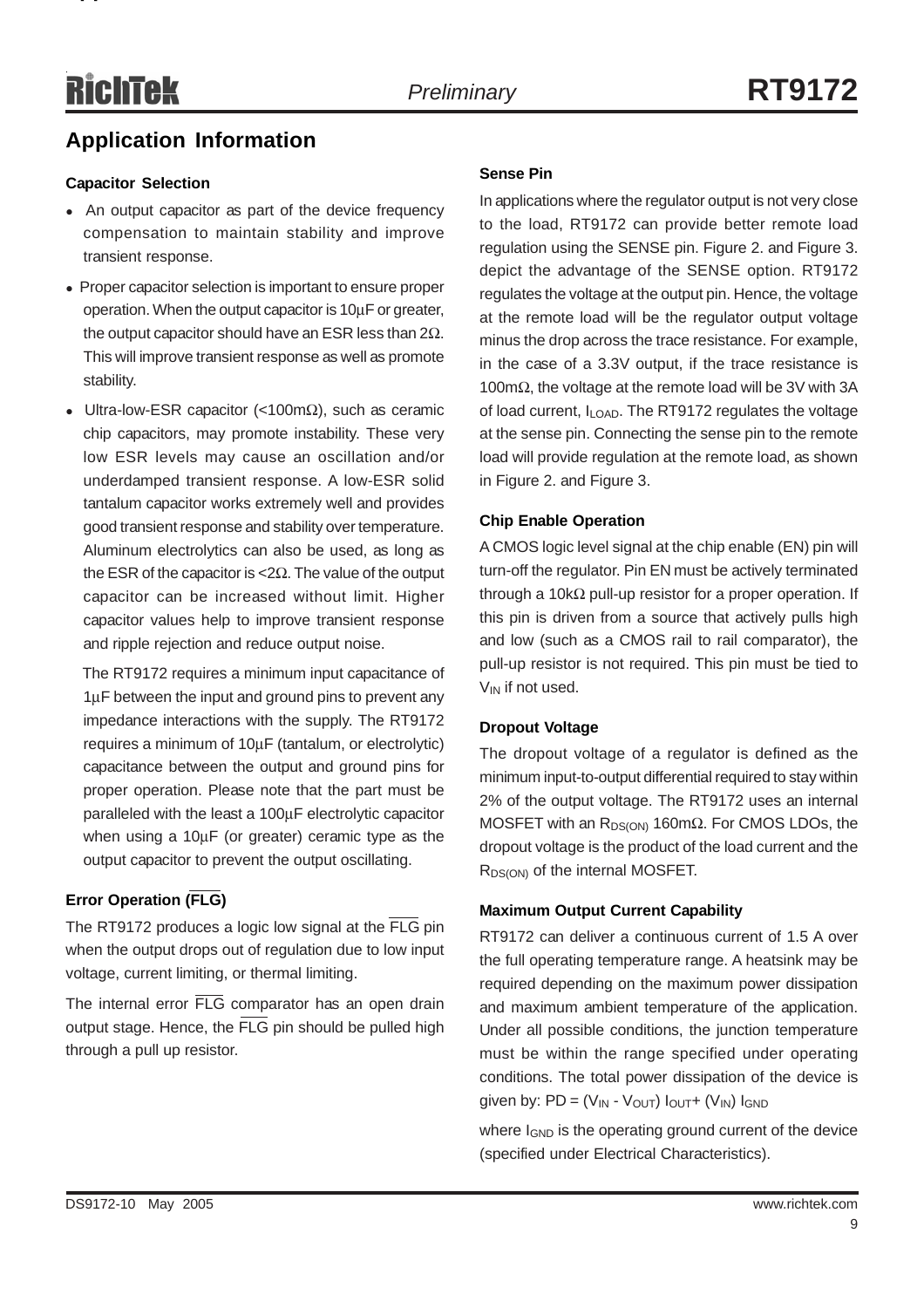## Application Information

### Capacitor Selection

- An output capacitor as part of the device frequency compensation to maintain stability and improve transient response.
- Proper capacitor selection is important to ensure proper operation. When the output capacitor is 10μF or greater, the output capacitor should have an ESR less than 2Ω. This will improve transient response as well as promote stability.
- Ultra-low-ESR capacitor (<100mΩ), such as ceramic chip capacitors, may promote instability. These very low ESR levels may cause an oscillation and/or underdamped transient response. A low-ESR solid tantalum capacitor works extremely well and provides good transient response and stability over temperature. Aluminum electrolytics can also be used, as long as the ESR of the capacitor is <2Ω. The value of the output capacitor can be increased without limit. Higher capacitor values help to improve transient response and ripple rejection and reduce output noise.

  The RT9172 requires a minimum input capacitance of 1μF between the input and ground pins to prevent any impedance interactions with the supply. The RT9172 requires a minimum of 10μF (tantalum, or electrolytic) capacitance between the output and ground pins for proper operation. Please note that the part must be paralleled with the least a 100μF electrolytic capacitor when using a 10μF (or greater) ceramic type as the output capacitor to prevent the output oscillating.

### Error Operation ($\overline{\text{FLG}}$)

The RT9172 produces a logic low signal at the $\overline{\text{FLG}}$ pin when the output drops out of regulation due to low input voltage, current limiting, or thermal limiting.

The internal error $\overline{\text{FLG}}$ comparator has an open drain output stage. Hence, the $\overline{\text{FLG}}$ pin should be pulled high through a pull up resistor.

### Sense Pin

In applications where the regulator output is not very close to the load, RT9172 can provide better remote load regulation using the SENSE pin. Figure 2. and Figure 3. depict the advantage of the SENSE option. RT9172 regulates the voltage at the output pin. Hence, the voltage at the remote load will be the regulator output voltage minus the drop across the trace resistance. For example, in the case of a 3.3V output, if the trace resistance is 100mΩ, the voltage at the remote load will be 3V with 3A of load current, $I_{LOAD}$. The RT9172 regulates the voltage at the sense pin. Connecting the sense pin to the remote load will provide regulation at the remote load, as shown in Figure 2. and Figure 3.

### Chip Enable Operation

A CMOS logic level signal at the chip enable (EN) pin will turn-off the regulator. Pin EN must be actively terminated through a 10kΩ pull-up resistor for a proper operation. If this pin is driven from a source that actively pulls high and low (such as a CMOS rail to rail comparator), the pull-up resistor is not required. This pin must be tied to $V_{IN}$ if not used.

### Dropout Voltage

The dropout voltage of a regulator is defined as the minimum input-to-output differential required to stay within 2% of the output voltage. The RT9172 uses an internal MOSFET with an $R_{DS(ON)}$ 160mΩ. For CMOS LDOs, the dropout voltage is the product of the load current and the $R_{DS(ON)}$ of the internal MOSFET.

### Maximum Output Current Capability

RT9172 can deliver a continuous current of 1.5 A over the full operating temperature range. A heatsink may be required depending on the maximum power dissipation and maximum ambient temperature of the application. Under all possible conditions, the junction temperature must be within the range specified under operating conditions. The total power dissipation of the device is given by: $PD = (V_{IN} - V_{OUT})\ I_{OUT} + (V_{IN})\ I_{GND}$

where $I_{GND}$ is the operating ground current of the device (specified under Electrical Characteristics).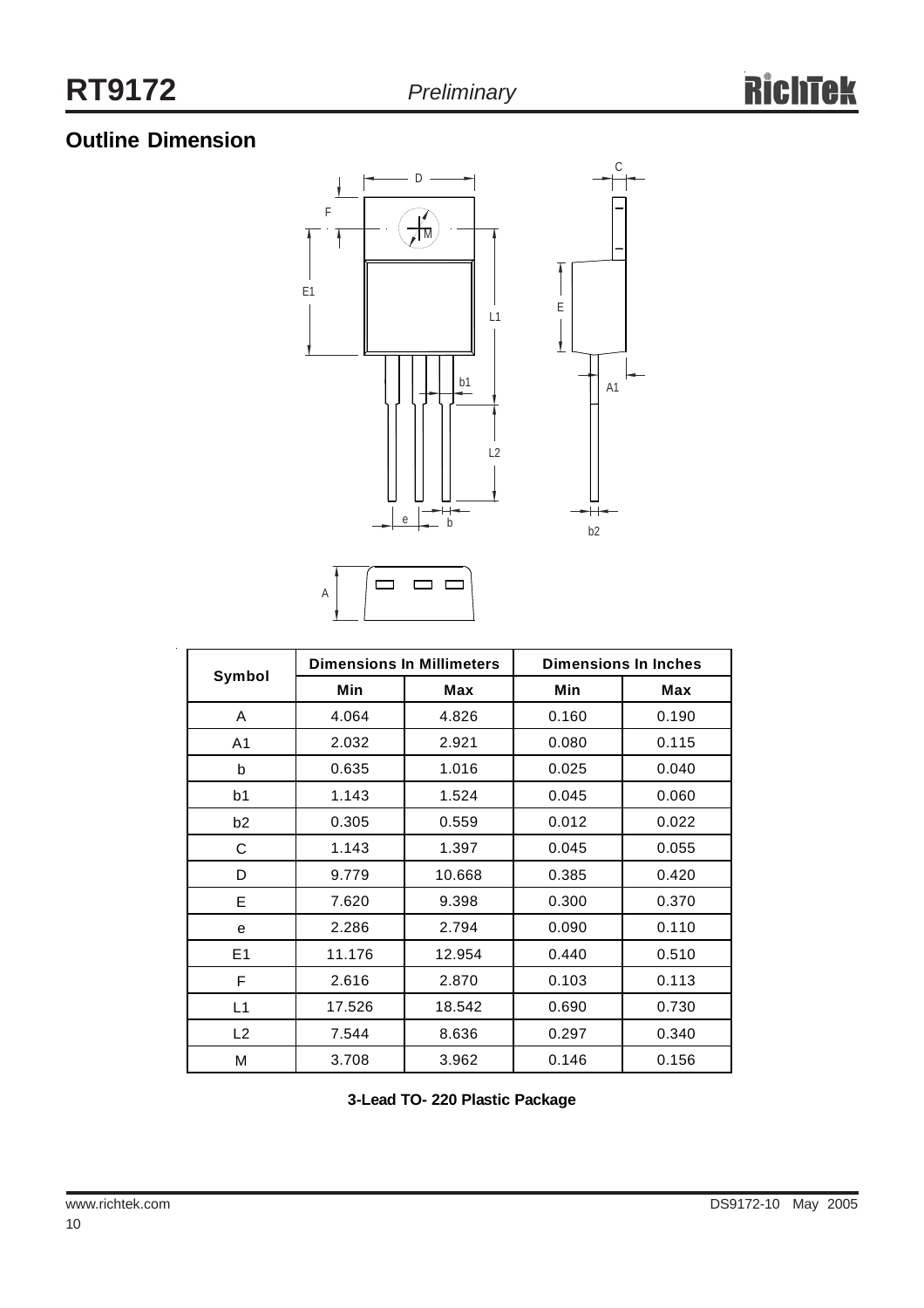## Outline Dimension

| Symbol | Dimensions In Millimeters | | Dimensions In Inches | |
|---|---|---|---|---|
| | Min | Max | Min | Max |
| A | 4.064 | 4.826 | 0.160 | 0.190 |
| A1 | 2.032 | 2.921 | 0.080 | 0.115 |
| b | 0.635 | 1.016 | 0.025 | 0.040 |
| b1 | 1.143 | 1.524 | 0.045 | 0.060 |
| b2 | 0.305 | 0.559 | 0.012 | 0.022 |
| C | 1.143 | 1.397 | 0.045 | 0.055 |
| D | 9.779 | 10.668 | 0.385 | 0.420 |
| E | 7.620 | 9.398 | 0.300 | 0.370 |
| e | 2.286 | 2.794 | 0.090 | 0.110 |
| E1 | 11.176 | 12.954 | 0.440 | 0.510 |
| F | 2.616 | 2.870 | 0.103 | 0.113 |
| L1 | 17.526 | 18.542 | 0.690 | 0.730 |
| L2 | 7.544 | 8.636 | 0.297 | 0.340 |
| M | 3.708 | 3.962 | 0.146 | 0.156 |

**3-Lead TO- 220 Plastic Package**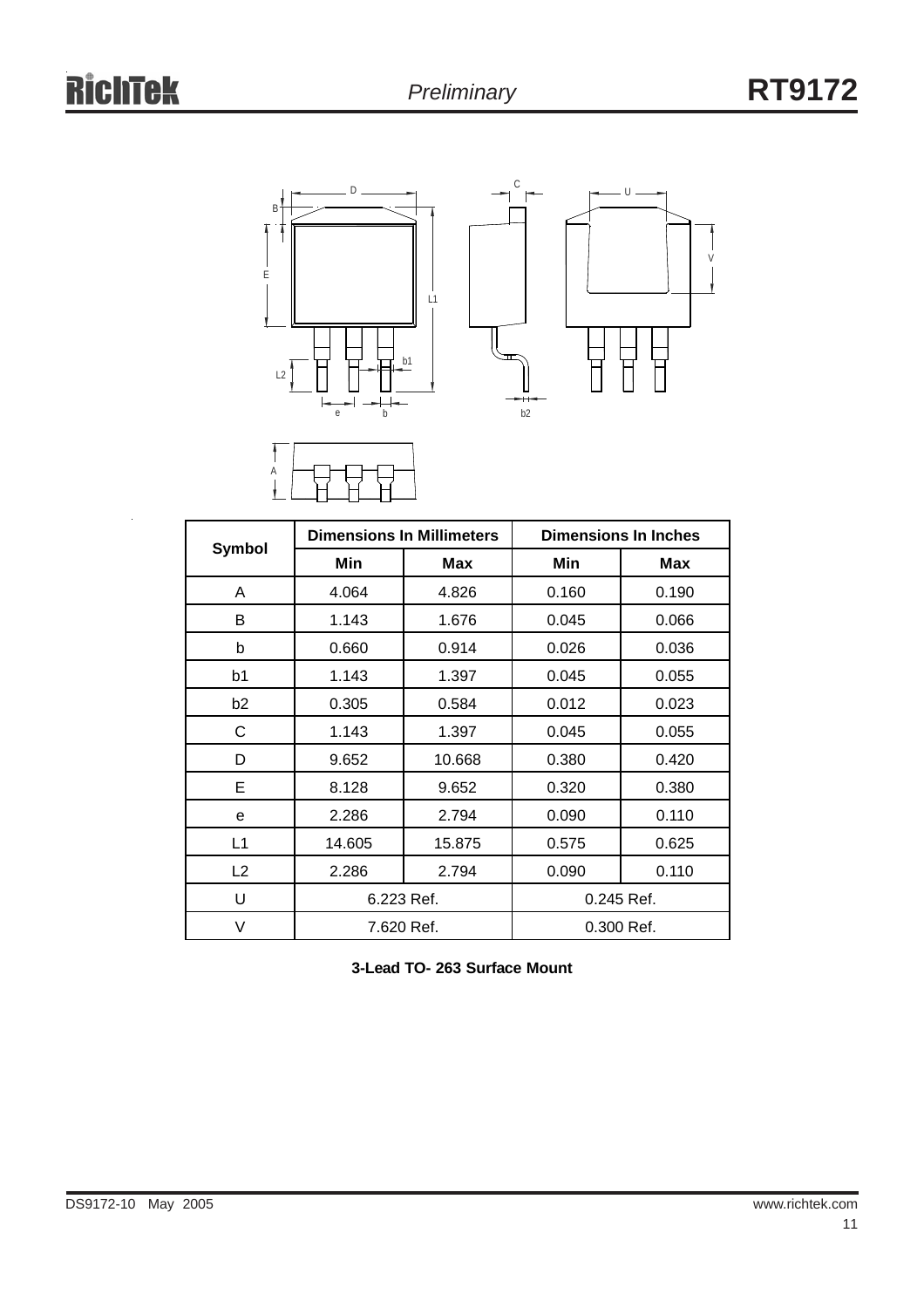| Symbol | Dimensions In Millimeters | | Dimensions In Inches | |
|---|---|---|---|---|
| | Min | Max | Min | Max |
| A | 4.064 | 4.826 | 0.160 | 0.190 |
| B | 1.143 | 1.676 | 0.045 | 0.066 |
| b | 0.660 | 0.914 | 0.026 | 0.036 |
| b1 | 1.143 | 1.397 | 0.045 | 0.055 |
| b2 | 0.305 | 0.584 | 0.012 | 0.023 |
| C | 1.143 | 1.397 | 0.045 | 0.055 |
| D | 9.652 | 10.668 | 0.380 | 0.420 |
| E | 8.128 | 9.652 | 0.320 | 0.380 |
| e | 2.286 | 2.794 | 0.090 | 0.110 |
| L1 | 14.605 | 15.875 | 0.575 | 0.625 |
| L2 | 2.286 | 2.794 | 0.090 | 0.110 |
| U | 6.223 Ref. | | 0.245 Ref. | |
| V | 7.620 Ref. | | 0.300 Ref. | |

**3-Lead TO- 263 Surface Mount**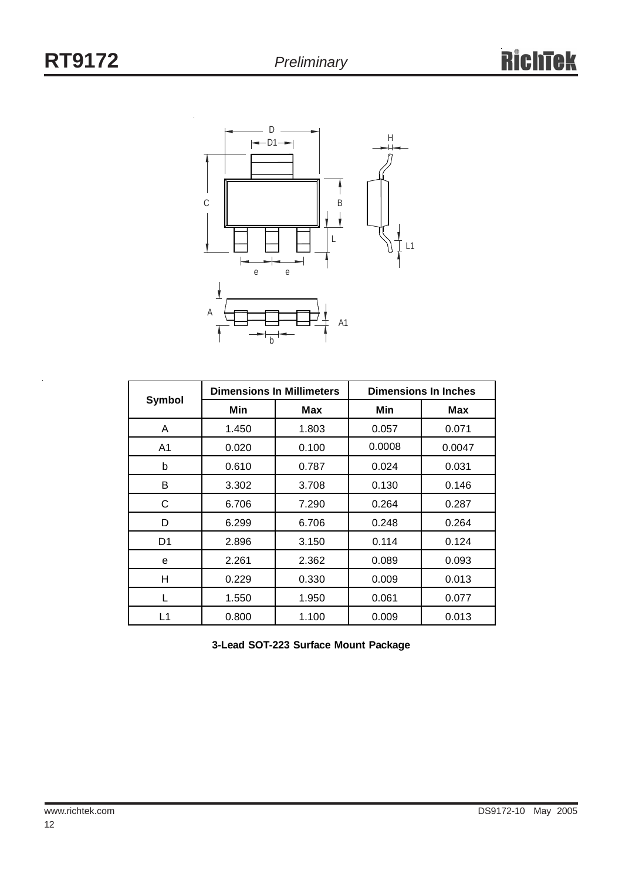| Symbol | Dimensions In Millimeters | | Dimensions In Inches | |
|---|---|---|---|---|
| | Min | Max | Min | Max |
| A | 1.450 | 1.803 | 0.057 | 0.071 |
| A1 | 0.020 | 0.100 | 0.0008 | 0.0047 |
| b | 0.610 | 0.787 | 0.024 | 0.031 |
| B | 3.302 | 3.708 | 0.130 | 0.146 |
| C | 6.706 | 7.290 | 0.264 | 0.287 |
| D | 6.299 | 6.706 | 0.248 | 0.264 |
| D1 | 2.896 | 3.150 | 0.114 | 0.124 |
| e | 2.261 | 2.362 | 0.089 | 0.093 |
| H | 0.229 | 0.330 | 0.009 | 0.013 |
| L | 1.550 | 1.950 | 0.061 | 0.077 |
| L1 | 0.800 | 1.100 | 0.009 | 0.013 |

**3-Lead SOT-223 Surface Mount Package**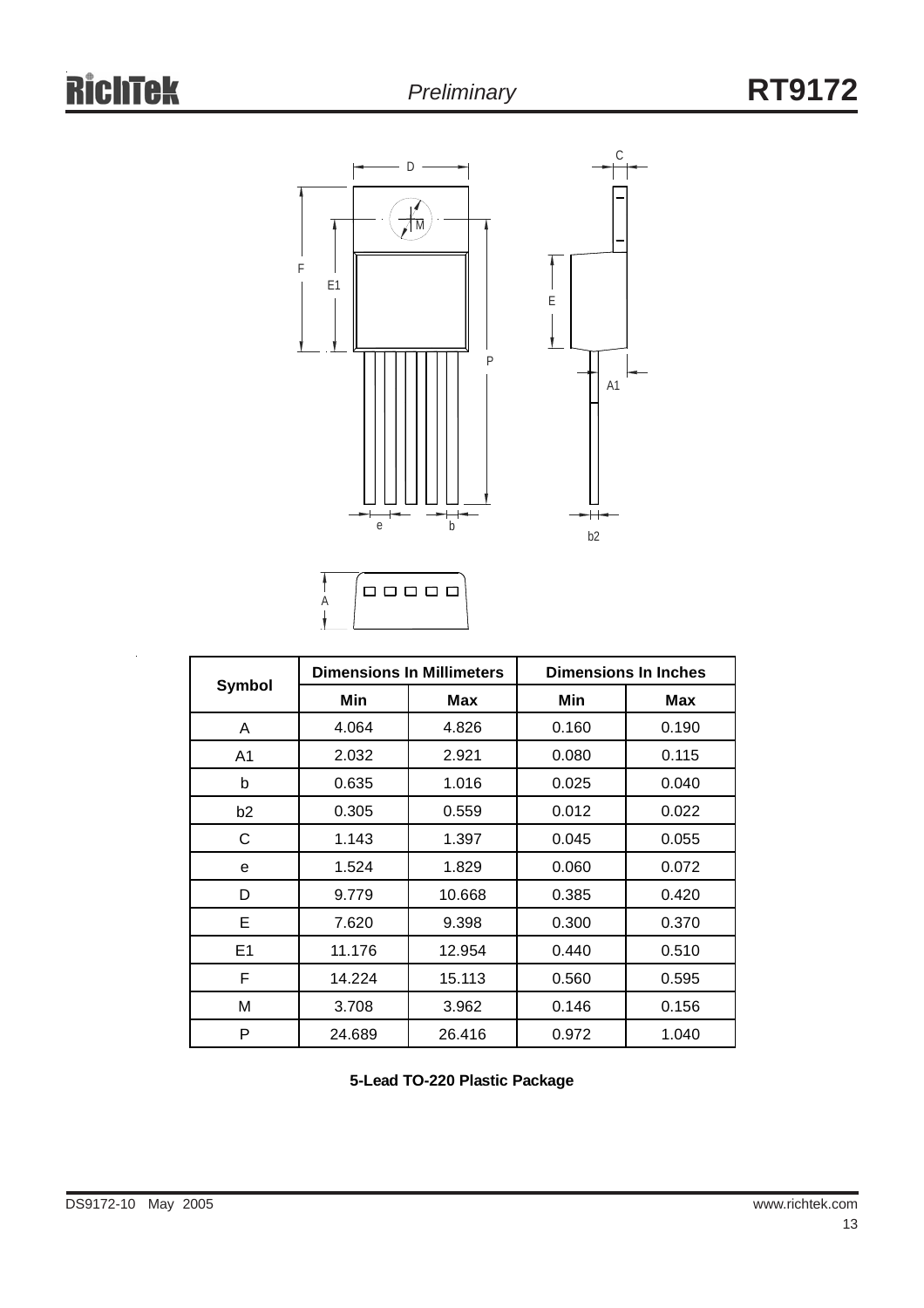| Symbol | Dimensions In Millimeters | | Dimensions In Inches | |
|---|---|---|---|---|
| | Min | Max | Min | Max |
| A | 4.064 | 4.826 | 0.160 | 0.190 |
| A1 | 2.032 | 2.921 | 0.080 | 0.115 |
| b | 0.635 | 1.016 | 0.025 | 0.040 |
| b2 | 0.305 | 0.559 | 0.012 | 0.022 |
| C | 1.143 | 1.397 | 0.045 | 0.055 |
| e | 1.524 | 1.829 | 0.060 | 0.072 |
| D | 9.779 | 10.668 | 0.385 | 0.420 |
| E | 7.620 | 9.398 | 0.300 | 0.370 |
| E1 | 11.176 | 12.954 | 0.440 | 0.510 |
| F | 14.224 | 15.113 | 0.560 | 0.595 |
| M | 3.708 | 3.962 | 0.146 | 0.156 |
| P | 24.689 | 26.416 | 0.972 | 1.040 |

**5-Lead TO-220 Plastic Package**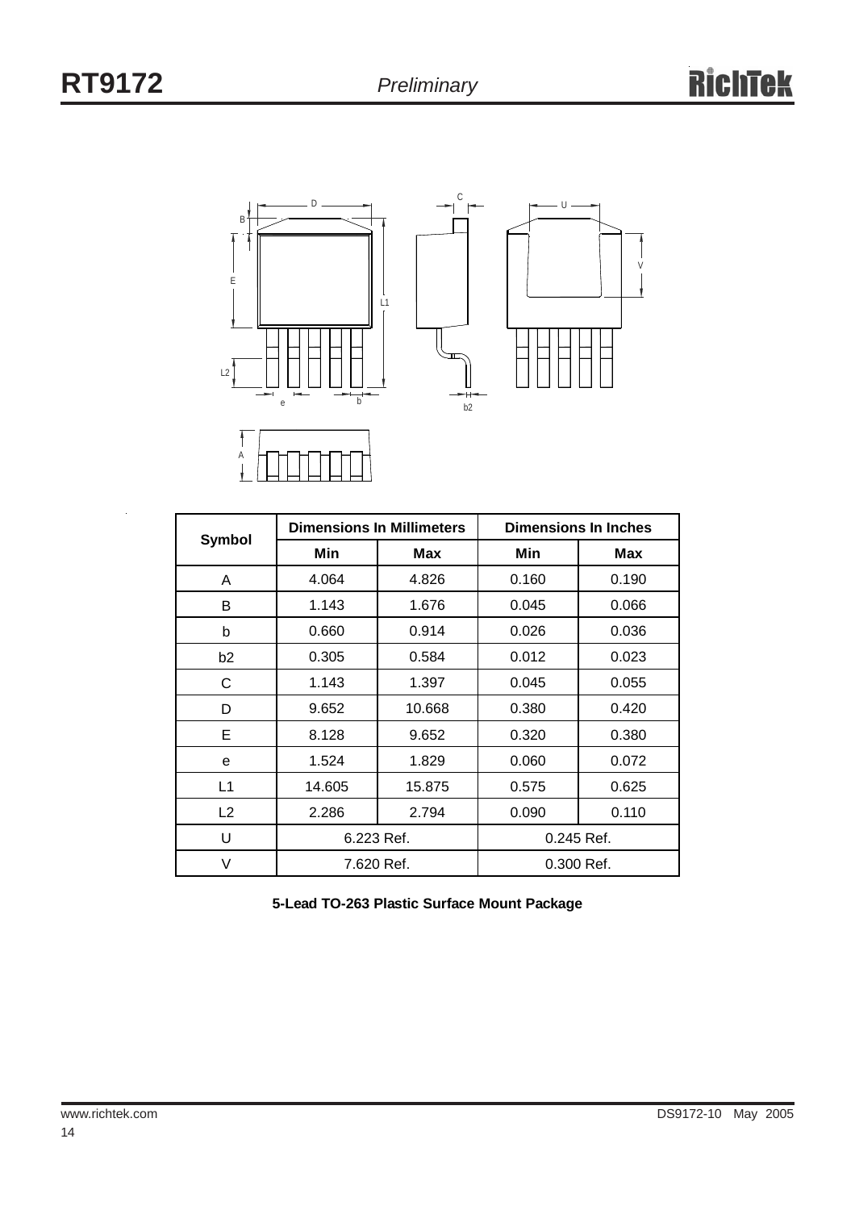| Symbol | Dimensions In Millimeters | | Dimensions In Inches | |
|---|---|---|---|---|
| | Min | Max | Min | Max |
| A | 4.064 | 4.826 | 0.160 | 0.190 |
| B | 1.143 | 1.676 | 0.045 | 0.066 |
| b | 0.660 | 0.914 | 0.026 | 0.036 |
| b2 | 0.305 | 0.584 | 0.012 | 0.023 |
| C | 1.143 | 1.397 | 0.045 | 0.055 |
| D | 9.652 | 10.668 | 0.380 | 0.420 |
| E | 8.128 | 9.652 | 0.320 | 0.380 |
| e | 1.524 | 1.829 | 0.060 | 0.072 |
| L1 | 14.605 | 15.875 | 0.575 | 0.625 |
| L2 | 2.286 | 2.794 | 0.090 | 0.110 |
| U | 6.223 Ref. | | 0.245 Ref. | |
| V | 7.620 Ref. | | 0.300 Ref. | |

**5-Lead TO-263 Plastic Surface Mount Package**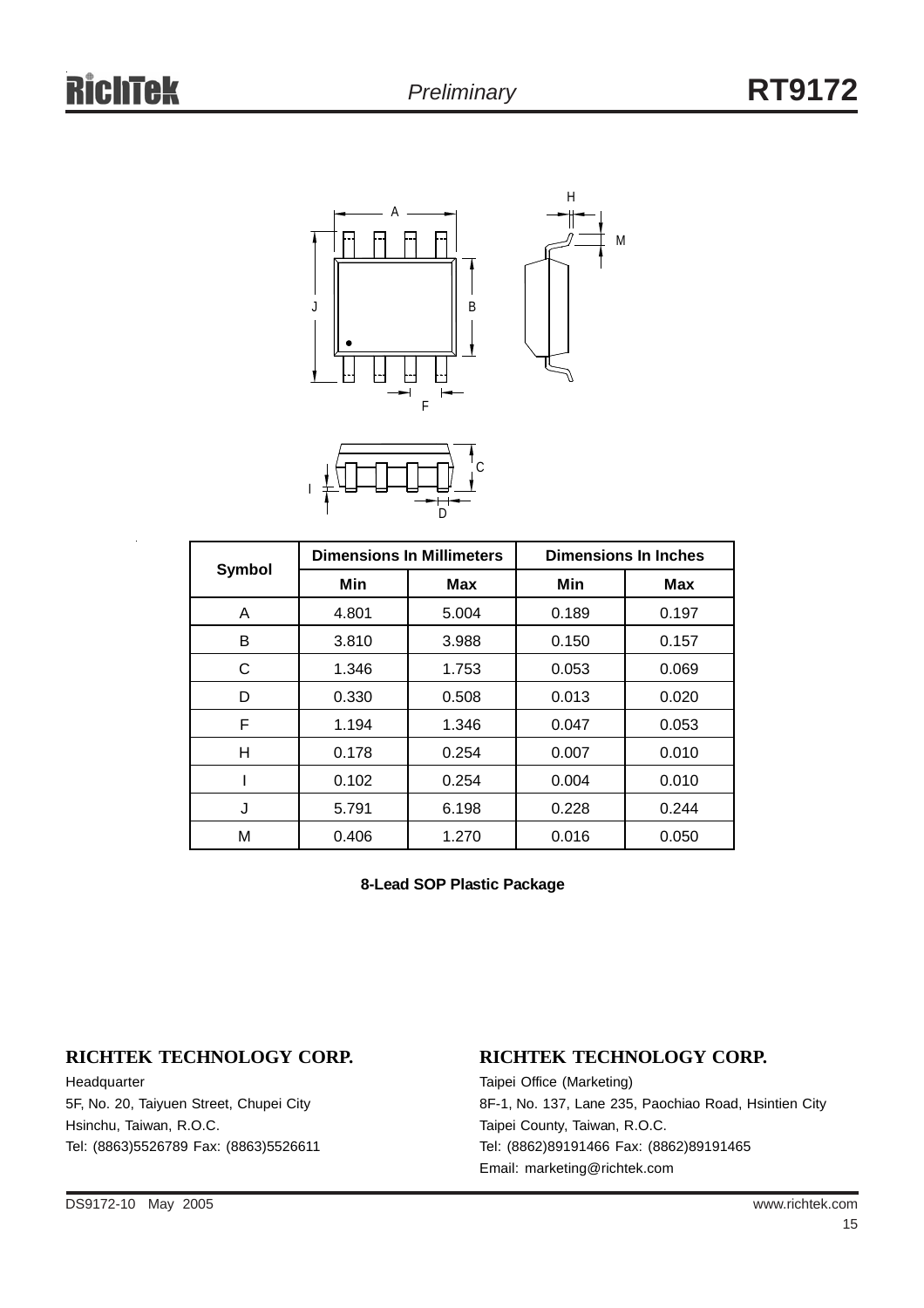H

A

M

J

B

F

C

I

D

| Symbol | Dimensions In Millimeters | | Dimensions In Inches | |
|---|---|---|---|---|
| | Min | Max | Min | Max |
| A | 4.801 | 5.004 | 0.189 | 0.197 |
| B | 3.810 | 3.988 | 0.150 | 0.157 |
| C | 1.346 | 1.753 | 0.053 | 0.069 |
| D | 0.330 | 0.508 | 0.013 | 0.020 |
| F | 1.194 | 1.346 | 0.047 | 0.053 |
| H | 0.178 | 0.254 | 0.007 | 0.010 |
| I | 0.102 | 0.254 | 0.004 | 0.010 |
| J | 5.791 | 6.198 | 0.228 | 0.244 |
| M | 0.406 | 1.270 | 0.016 | 0.050 |

**8-Lead SOP Plastic Package**

**RICHTEK TECHNOLOGY CORP.**

Headquarter
5F, No. 20, Taiyuen Street, Chupei City
Hsinchu, Taiwan, R.O.C.
Tel: (8863)5526789 Fax: (8863)5526611

**RICHTEK TECHNOLOGY CORP.**

Taipei Office (Marketing)
8F-1, No. 137, Lane 235, Paochiao Road, Hsintien City
Taipei County, Taiwan, R.O.C.
Tel: (8862)89191466 Fax: (8862)89191465
Email: marketing@richtek.com